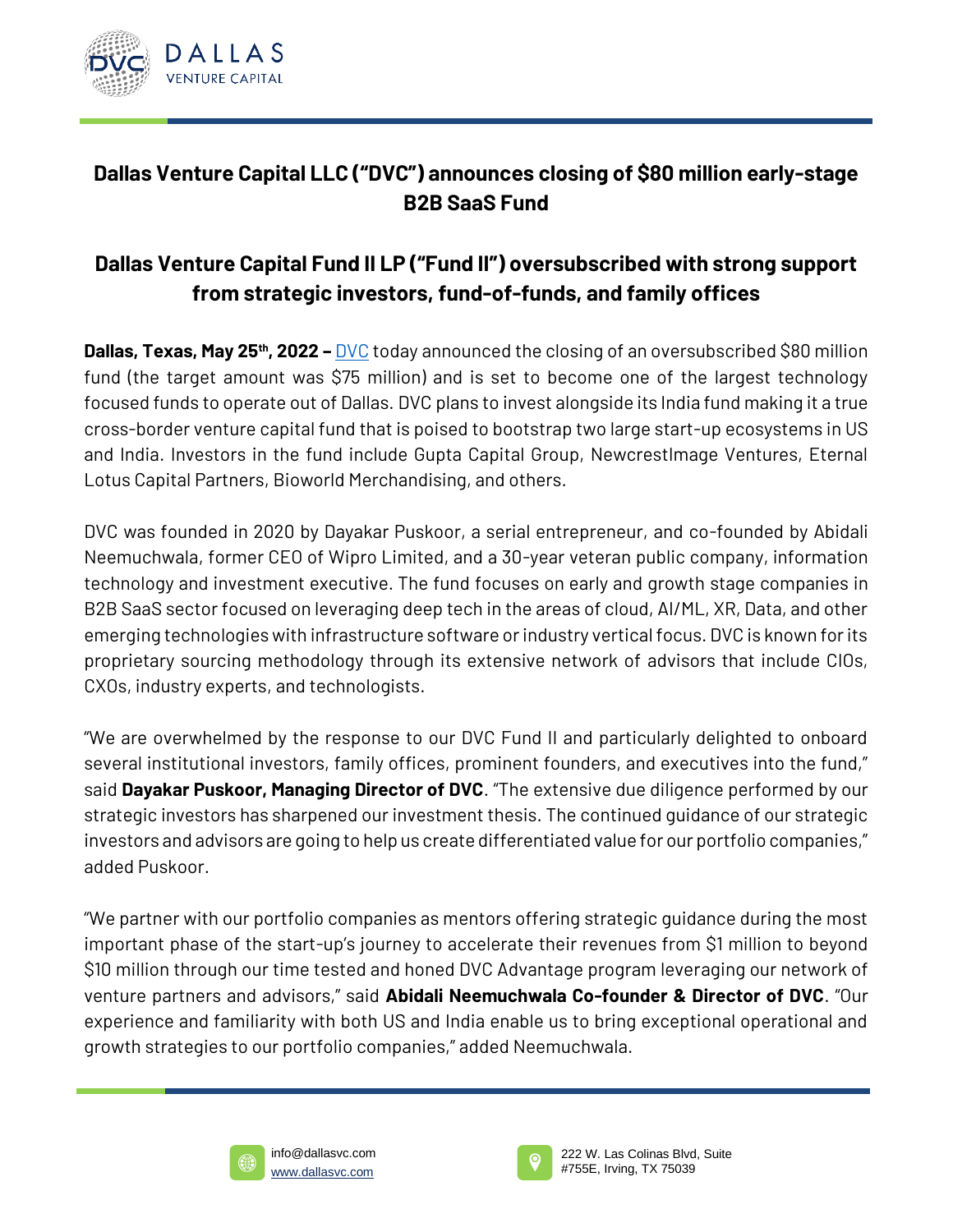# Dallas Venture Capital LLC ("DVC") announces closing of $80 million early-stage B2B SaaS Fund

## Dallas Venture Capital Fund II LP ("Fund II") oversubscribed with strong support from strategic investors, fund-of-funds, and family offices

**Dallas, Texas, May 25th, 2022 –** DVC today announced the closing of an oversubscribed $80 million fund (the target amount was $75 million) and is set to become one of the largest technology focused funds to operate out of Dallas. DVC plans to invest alongside its India fund making it a true cross-border venture capital fund that is poised to bootstrap two large start-up ecosystems in US and India. Investors in the fund include Gupta Capital Group, NewcrestImage Ventures, Eternal Lotus Capital Partners, Bioworld Merchandising, and others.

DVC was founded in 2020 by Dayakar Puskoor, a serial entrepreneur, and co-founded by Abidali Neemuchwala, former CEO of Wipro Limited, and a 30-year veteran public company, information technology and investment executive. The fund focuses on early and growth stage companies in B2B SaaS sector focused on leveraging deep tech in the areas of cloud, AI/ML, XR, Data, and other emerging technologies with infrastructure software or industry vertical focus. DVC is known for its proprietary sourcing methodology through its extensive network of advisors that include CIOs, CXOs, industry experts, and technologists.

"We are overwhelmed by the response to our DVC Fund II and particularly delighted to onboard several institutional investors, family offices, prominent founders, and executives into the fund," said **Dayakar Puskoor, Managing Director of DVC**. "The extensive due diligence performed by our strategic investors has sharpened our investment thesis. The continued guidance of our strategic investors and advisors are going to help us create differentiated value for our portfolio companies," added Puskoor.

"We partner with our portfolio companies as mentors offering strategic guidance during the most important phase of the start-up's journey to accelerate their revenues from $1 million to beyond $10 million through our time tested and honed DVC Advantage program leveraging our network of venture partners and advisors," said **Abidali Neemuchwala Co-founder & Director of DVC**. "Our experience and familiarity with both US and India enable us to bring exceptional operational and growth strategies to our portfolio companies," added Neemuchwala.

info@dallasvc.com
www.dallasvc.com

222 W. Las Colinas Blvd, Suite #755E, Irving, TX 75039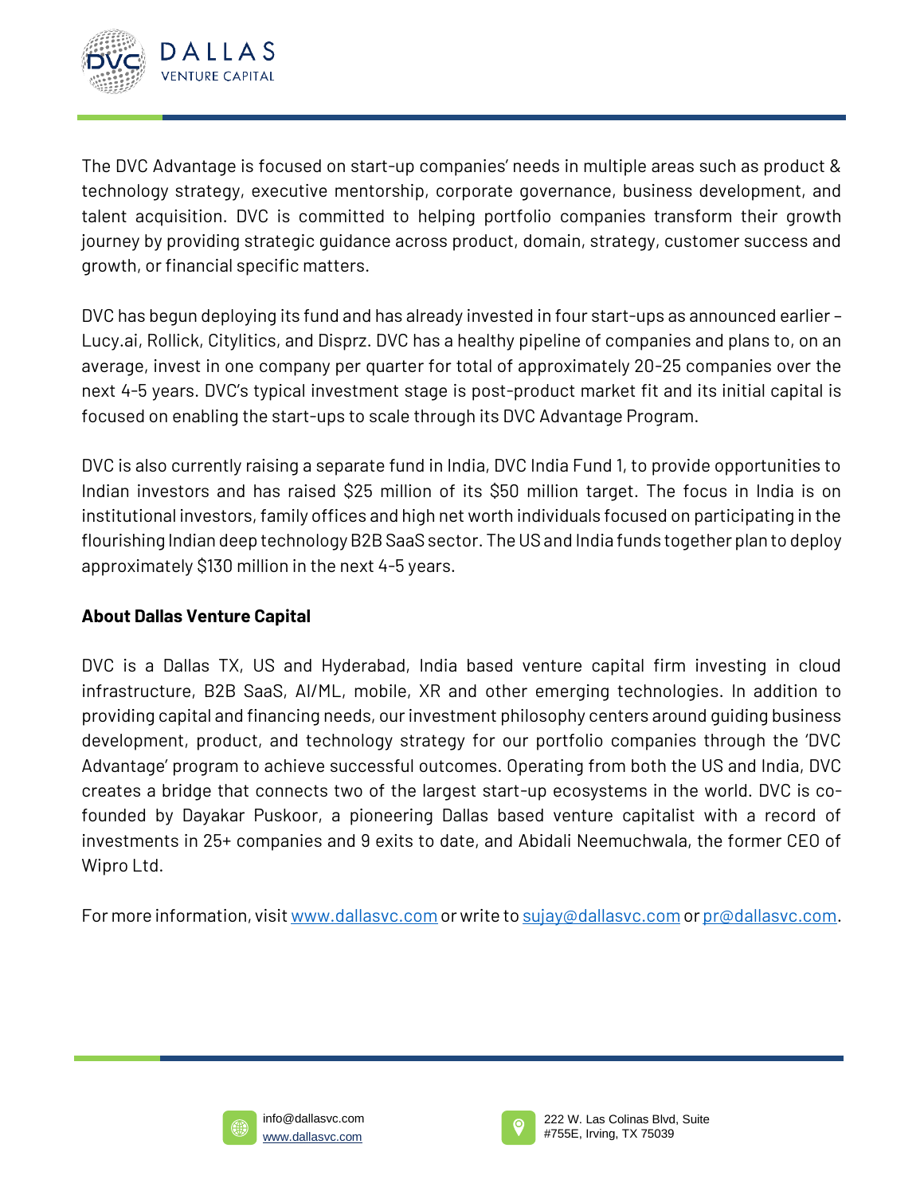The DVC Advantage is focused on start-up companies' needs in multiple areas such as product & technology strategy, executive mentorship, corporate governance, business development, and talent acquisition. DVC is committed to helping portfolio companies transform their growth journey by providing strategic guidance across product, domain, strategy, customer success and growth, or financial specific matters.

DVC has begun deploying its fund and has already invested in four start-ups as announced earlier – Lucy.ai, Rollick, Citylitics, and Disprz. DVC has a healthy pipeline of companies and plans to, on an average, invest in one company per quarter for total of approximately 20-25 companies over the next 4-5 years. DVC's typical investment stage is post-product market fit and its initial capital is focused on enabling the start-ups to scale through its DVC Advantage Program.

DVC is also currently raising a separate fund in India, DVC India Fund 1, to provide opportunities to Indian investors and has raised $25 million of its $50 million target. The focus in India is on institutional investors, family offices and high net worth individuals focused on participating in the flourishing Indian deep technology B2B SaaS sector. The US and India funds together plan to deploy approximately $130 million in the next 4-5 years.

**About Dallas Venture Capital**

DVC is a Dallas TX, US and Hyderabad, India based venture capital firm investing in cloud infrastructure, B2B SaaS, AI/ML, mobile, XR and other emerging technologies. In addition to providing capital and financing needs, our investment philosophy centers around guiding business development, product, and technology strategy for our portfolio companies through the 'DVC Advantage' program to achieve successful outcomes. Operating from both the US and India, DVC creates a bridge that connects two of the largest start-up ecosystems in the world. DVC is co-founded by Dayakar Puskoor, a pioneering Dallas based venture capitalist with a record of investments in 25+ companies and 9 exits to date, and Abidali Neemuchwala, the former CEO of Wipro Ltd.

For more information, visit www.dallasvc.com or write to sujay@dallasvc.com or pr@dallasvc.com.